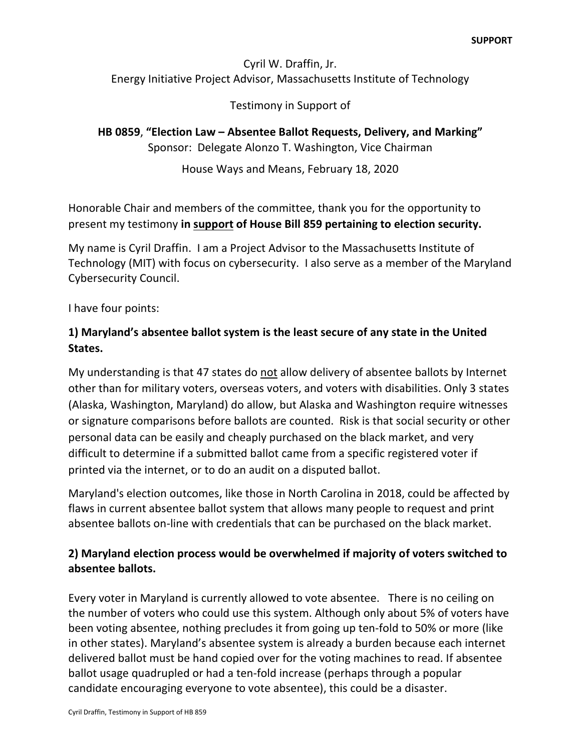**SUPPORT**

Cyril W. Draffin, Jr.
Energy Initiative Project Advisor, Massachusetts Institute of Technology

Testimony in Support of

**HB 0859, "Election Law – Absentee Ballot Requests, Delivery, and Marking"**
Sponsor: Delegate Alonzo T. Washington, Vice Chairman

House Ways and Means, February 18, 2020

Honorable Chair and members of the committee, thank you for the opportunity to present my testimony **in support of House Bill 859 pertaining to election security.**

My name is Cyril Draffin. I am a Project Advisor to the Massachusetts Institute of Technology (MIT) with focus on cybersecurity. I also serve as a member of the Maryland Cybersecurity Council.

I have four points:

## 1) Maryland's absentee ballot system is the least secure of any state in the United States.

My understanding is that 47 states do not allow delivery of absentee ballots by Internet other than for military voters, overseas voters, and voters with disabilities. Only 3 states (Alaska, Washington, Maryland) do allow, but Alaska and Washington require witnesses or signature comparisons before ballots are counted. Risk is that social security or other personal data can be easily and cheaply purchased on the black market, and very difficult to determine if a submitted ballot came from a specific registered voter if printed via the internet, or to do an audit on a disputed ballot.

Maryland's election outcomes, like those in North Carolina in 2018, could be affected by flaws in current absentee ballot system that allows many people to request and print absentee ballots on-line with credentials that can be purchased on the black market.

## 2) Maryland election process would be overwhelmed if majority of voters switched to absentee ballots.

Every voter in Maryland is currently allowed to vote absentee. There is no ceiling on the number of voters who could use this system. Although only about 5% of voters have been voting absentee, nothing precludes it from going up ten-fold to 50% or more (like in other states). Maryland's absentee system is already a burden because each internet delivered ballot must be hand copied over for the voting machines to read. If absentee ballot usage quadrupled or had a ten-fold increase (perhaps through a popular candidate encouraging everyone to vote absentee), this could be a disaster.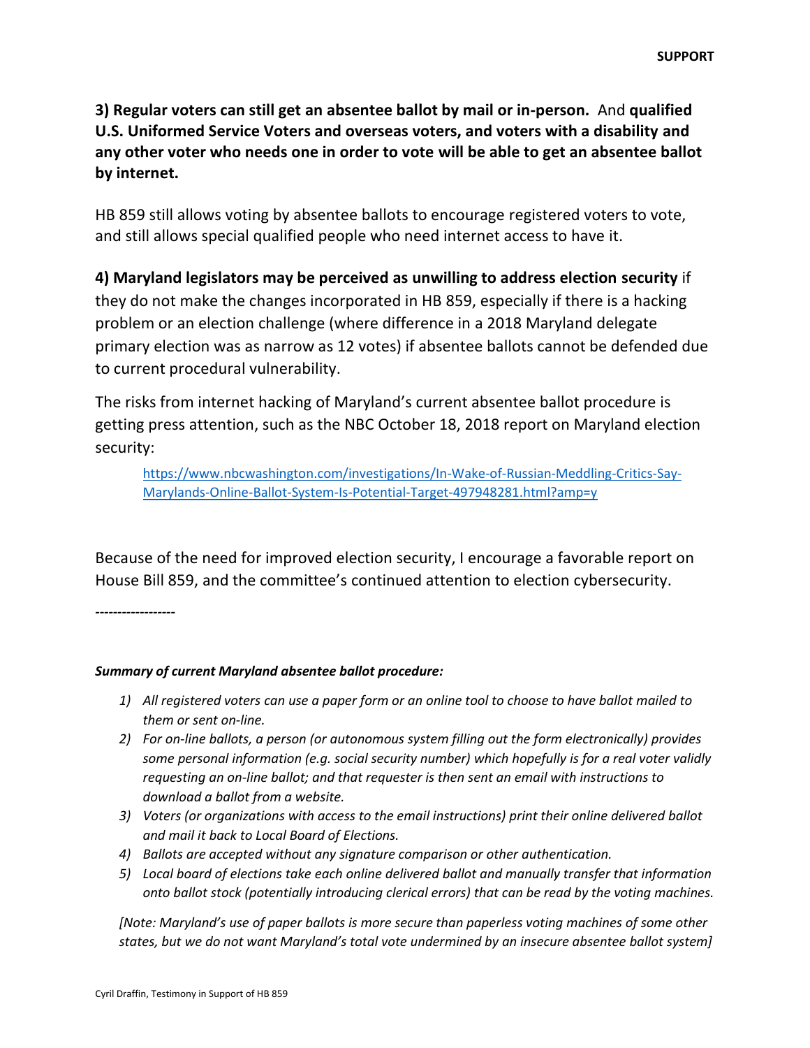**3) Regular voters can still get an absentee ballot by mail or in-person.** And **qualified U.S. Uniformed Service Voters and overseas voters, and voters with a disability and any other voter who needs one in order to vote will be able to get an absentee ballot by internet.**

HB 859 still allows voting by absentee ballots to encourage registered voters to vote, and still allows special qualified people who need internet access to have it.

**4) Maryland legislators may be perceived as unwilling to address election security** if they do not make the changes incorporated in HB 859, especially if there is a hacking problem or an election challenge (where difference in a 2018 Maryland delegate primary election was as narrow as 12 votes) if absentee ballots cannot be defended due to current procedural vulnerability.

The risks from internet hacking of Maryland's current absentee ballot procedure is getting press attention, such as the NBC October 18, 2018 report on Maryland election security:

> https://www.nbcwashington.com/investigations/In-Wake-of-Russian-Meddling-Critics-Say-Marylands-Online-Ballot-System-Is-Potential-Target-497948281.html?amp=y

Because of the need for improved election security, I encourage a favorable report on House Bill 859, and the committee's continued attention to election cybersecurity.

------------------

***Summary of current Maryland absentee ballot procedure:***

1) *All registered voters can use a paper form or an online tool to choose to have ballot mailed to them or sent on-line.*
2) *For on-line ballots, a person (or autonomous system filling out the form electronically) provides some personal information (e.g. social security number) which hopefully is for a real voter validly requesting an on-line ballot; and that requester is then sent an email with instructions to download a ballot from a website.*
3) *Voters (or organizations with access to the email instructions) print their online delivered ballot and mail it back to Local Board of Elections.*
4) *Ballots are accepted without any signature comparison or other authentication.*
5) *Local board of elections take each online delivered ballot and manually transfer that information onto ballot stock (potentially introducing clerical errors) that can be read by the voting machines.*

*[Note: Maryland's use of paper ballots is more secure than paperless voting machines of some other states, but we do not want Maryland's total vote undermined by an insecure absentee ballot system]*